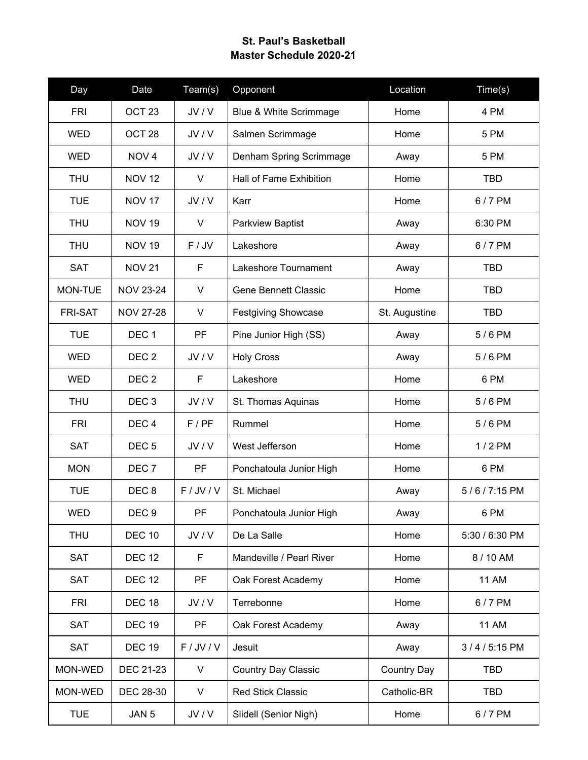**St. Paul's Basketball**
**Master Schedule 2020-21**

| Day | Date | Team(s) | Opponent | Location | Time(s) |
|---|---|---|---|---|---|
| FRI | OCT 23 | JV / V | Blue & White Scrimmage | Home | 4 PM |
| WED | OCT 28 | JV / V | Salmen Scrimmage | Home | 5 PM |
| WED | NOV 4 | JV / V | Denham Spring Scrimmage | Away | 5 PM |
| THU | NOV 12 | V | Hall of Fame Exhibition | Home | TBD |
| TUE | NOV 17 | JV / V | Karr | Home | 6 / 7 PM |
| THU | NOV 19 | V | Parkview Baptist | Away | 6:30 PM |
| THU | NOV 19 | F / JV | Lakeshore | Away | 6 / 7 PM |
| SAT | NOV 21 | F | Lakeshore Tournament | Away | TBD |
| MON-TUE | NOV 23-24 | V | Gene Bennett Classic | Home | TBD |
| FRI-SAT | NOV 27-28 | V | Festgiving Showcase | St. Augustine | TBD |
| TUE | DEC 1 | PF | Pine Junior High (SS) | Away | 5 / 6 PM |
| WED | DEC 2 | JV / V | Holy Cross | Away | 5 / 6 PM |
| WED | DEC 2 | F | Lakeshore | Home | 6 PM |
| THU | DEC 3 | JV / V | St. Thomas Aquinas | Home | 5 / 6 PM |
| FRI | DEC 4 | F / PF | Rummel | Home | 5 / 6 PM |
| SAT | DEC 5 | JV / V | West Jefferson | Home | 1 / 2 PM |
| MON | DEC 7 | PF | Ponchatoula Junior High | Home | 6 PM |
| TUE | DEC 8 | F / JV / V | St. Michael | Away | 5 / 6 / 7:15 PM |
| WED | DEC 9 | PF | Ponchatoula Junior High | Away | 6 PM |
| THU | DEC 10 | JV / V | De La Salle | Home | 5:30 / 6:30 PM |
| SAT | DEC 12 | F | Mandeville / Pearl River | Home | 8 / 10 AM |
| SAT | DEC 12 | PF | Oak Forest Academy | Home | 11 AM |
| FRI | DEC 18 | JV / V | Terrebonne | Home | 6 / 7 PM |
| SAT | DEC 19 | PF | Oak Forest Academy | Away | 11 AM |
| SAT | DEC 19 | F / JV / V | Jesuit | Away | 3 / 4 / 5:15 PM |
| MON-WED | DEC 21-23 | V | Country Day Classic | Country Day | TBD |
| MON-WED | DEC 28-30 | V | Red Stick Classic | Catholic-BR | TBD |
| TUE | JAN 5 | JV / V | Slidell (Senior Nigh) | Home | 6 / 7 PM |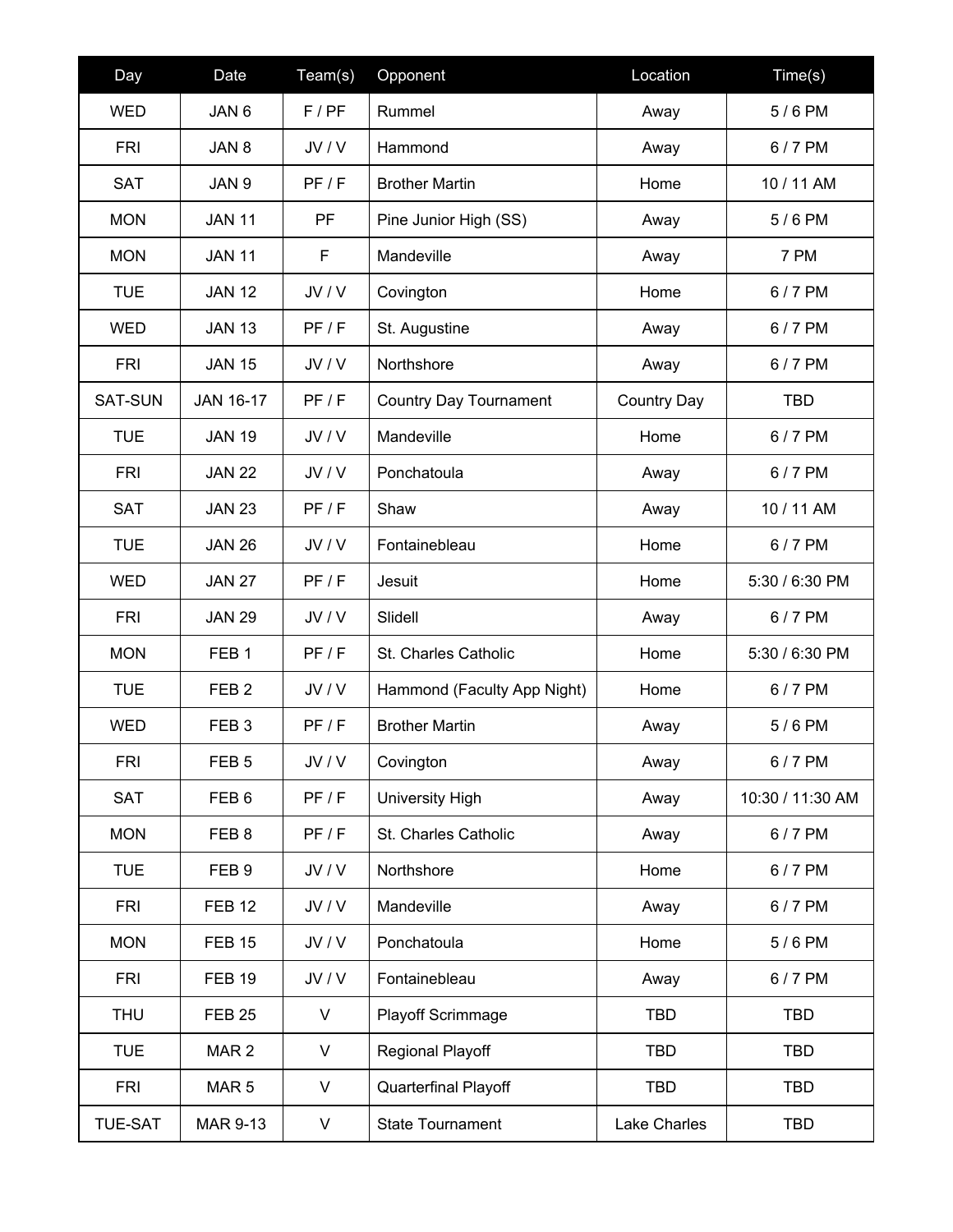| Day | Date | Team(s) | Opponent | Location | Time(s) |
|---|---|---|---|---|---|
| WED | JAN 6 | F / PF | Rummel | Away | 5 / 6 PM |
| FRI | JAN 8 | JV / V | Hammond | Away | 6 / 7 PM |
| SAT | JAN 9 | PF / F | Brother Martin | Home | 10 / 11 AM |
| MON | JAN 11 | PF | Pine Junior High (SS) | Away | 5 / 6 PM |
| MON | JAN 11 | F | Mandeville | Away | 7 PM |
| TUE | JAN 12 | JV / V | Covington | Home | 6 / 7 PM |
| WED | JAN 13 | PF / F | St. Augustine | Away | 6 / 7 PM |
| FRI | JAN 15 | JV / V | Northshore | Away | 6 / 7 PM |
| SAT-SUN | JAN 16-17 | PF / F | Country Day Tournament | Country Day | TBD |
| TUE | JAN 19 | JV / V | Mandeville | Home | 6 / 7 PM |
| FRI | JAN 22 | JV / V | Ponchatoula | Away | 6 / 7 PM |
| SAT | JAN 23 | PF / F | Shaw | Away | 10 / 11 AM |
| TUE | JAN 26 | JV / V | Fontainebleau | Home | 6 / 7 PM |
| WED | JAN 27 | PF / F | Jesuit | Home | 5:30 / 6:30 PM |
| FRI | JAN 29 | JV / V | Slidell | Away | 6 / 7 PM |
| MON | FEB 1 | PF / F | St. Charles Catholic | Home | 5:30 / 6:30 PM |
| TUE | FEB 2 | JV / V | Hammond (Faculty App Night) | Home | 6 / 7 PM |
| WED | FEB 3 | PF / F | Brother Martin | Away | 5 / 6 PM |
| FRI | FEB 5 | JV / V | Covington | Away | 6 / 7 PM |
| SAT | FEB 6 | PF / F | University High | Away | 10:30 / 11:30 AM |
| MON | FEB 8 | PF / F | St. Charles Catholic | Away | 6 / 7 PM |
| TUE | FEB 9 | JV / V | Northshore | Home | 6 / 7 PM |
| FRI | FEB 12 | JV / V | Mandeville | Away | 6 / 7 PM |
| MON | FEB 15 | JV / V | Ponchatoula | Home | 5 / 6 PM |
| FRI | FEB 19 | JV / V | Fontainebleau | Away | 6 / 7 PM |
| THU | FEB 25 | V | Playoff Scrimmage | TBD | TBD |
| TUE | MAR 2 | V | Regional Playoff | TBD | TBD |
| FRI | MAR 5 | V | Quarterfinal Playoff | TBD | TBD |
| TUE-SAT | MAR 9-13 | V | State Tournament | Lake Charles | TBD |